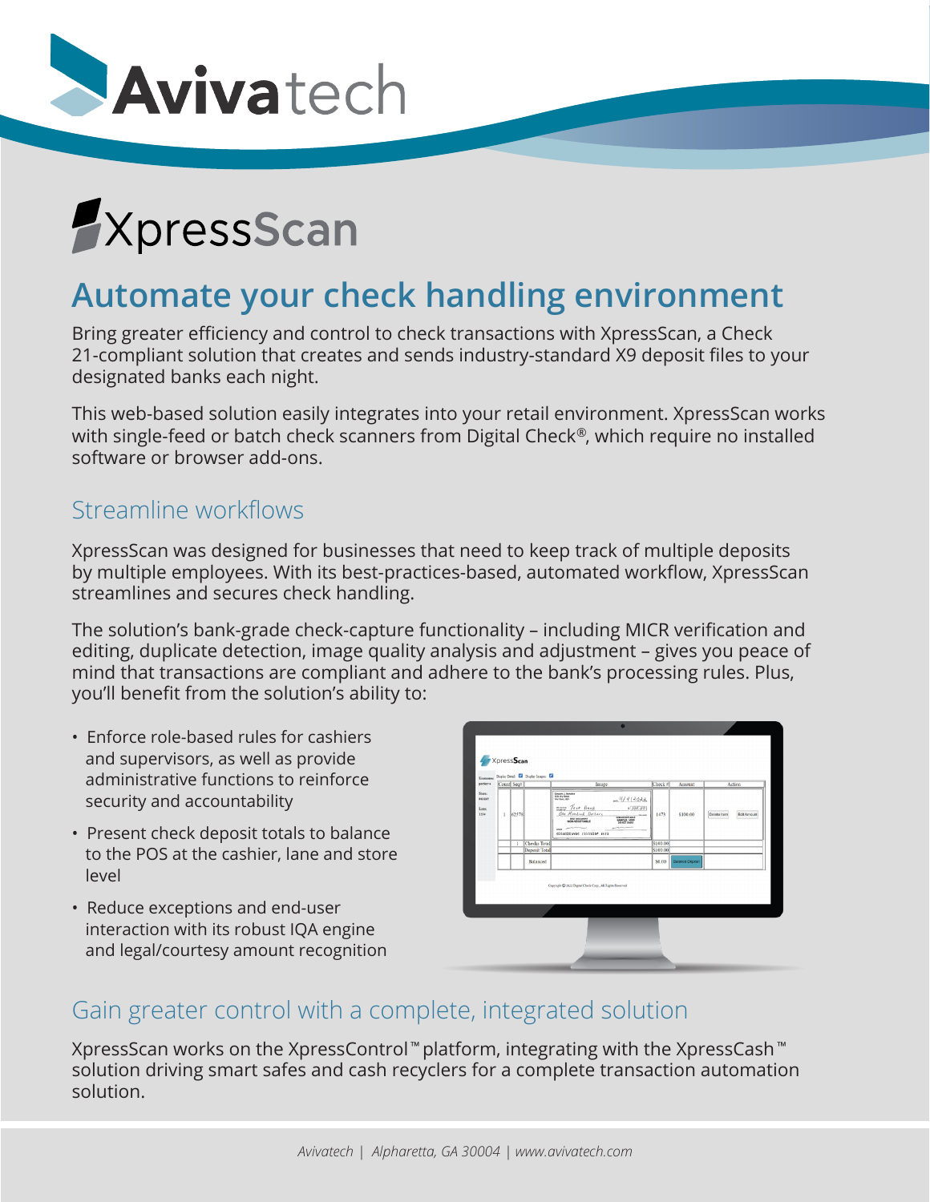# Avivatech

# XpressScan

## Automate your check handling environment

Bring greater efficiency and control to check transactions with XpressScan, a Check 21-compliant solution that creates and sends industry-standard X9 deposit files to your designated banks each night.

This web-based solution easily integrates into your retail environment. XpressScan works with single-feed or batch check scanners from Digital Check®, which require no installed software or browser add-ons.

### Streamline workflows

XpressScan was designed for businesses that need to keep track of multiple deposits by multiple employees. With its best-practices-based, automated workflow, XpressScan streamlines and secures check handling.

The solution's bank-grade check-capture functionality – including MICR verification and editing, duplicate detection, image quality analysis and adjustment – gives you peace of mind that transactions are compliant and adhere to the bank's processing rules. Plus, you'll benefit from the solution's ability to:

- Enforce role-based rules for cashiers and supervisors, as well as provide administrative functions to reinforce security and accountability
- Present check deposit totals to balance to the POS at the cashier, lane and store level
- Reduce exceptions and end-user interaction with its robust IQA engine and legal/courtesy amount recognition

### Gain greater control with a complete, integrated solution

XpressScan works on the XpressControl™ platform, integrating with the XpressCash™ solution driving smart safes and cash recyclers for a complete transaction automation solution.

*Avivatech | Alpharetta, GA 30004 | www.avivatech.com*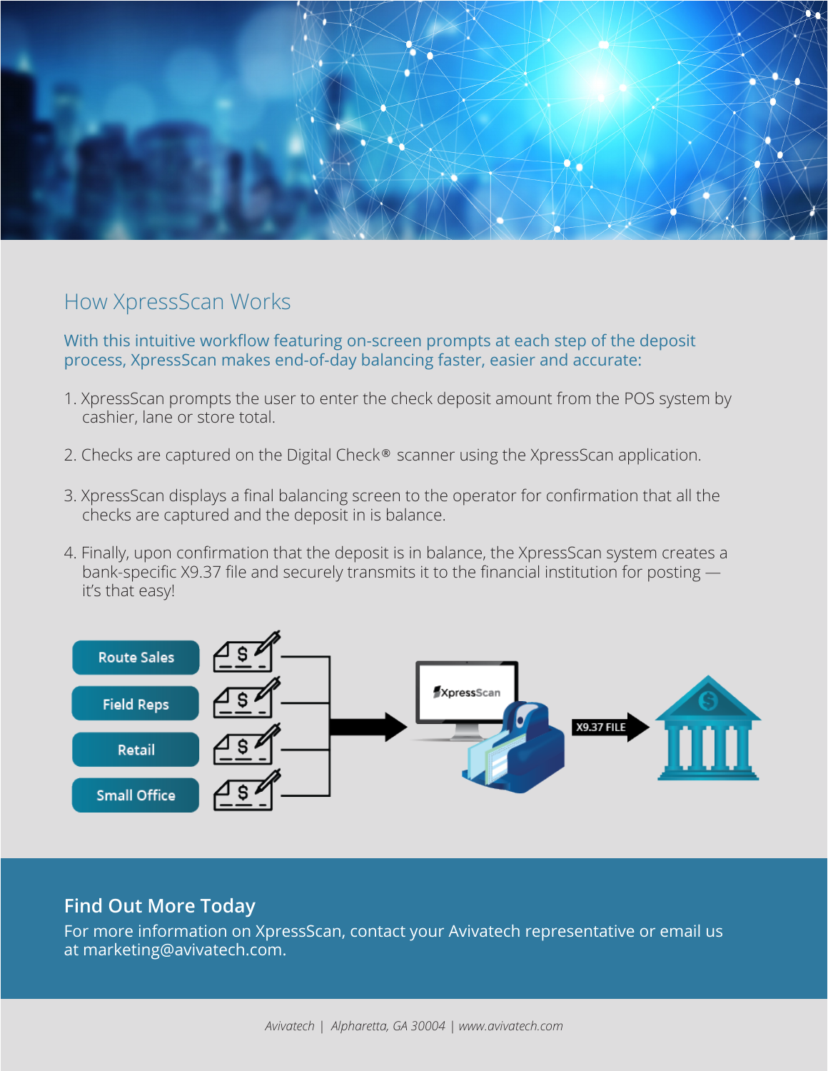## How XpressScan Works

With this intuitive workflow featuring on-screen prompts at each step of the deposit process, XpressScan makes end-of-day balancing faster, easier and accurate:

1. XpressScan prompts the user to enter the check deposit amount from the POS system by cashier, lane or store total.
2. Checks are captured on the Digital Check® scanner using the XpressScan application.
3. XpressScan displays a final balancing screen to the operator for confirmation that all the checks are captured and the deposit in is balance.
4. Finally, upon confirmation that the deposit is in balance, the XpressScan system creates a bank-specific X9.37 file and securely transmits it to the financial institution for posting — it's that easy!

Route Sales

Field Reps

Retail

Small Office

XpressScan

X9.37 FILE

### Find Out More Today

For more information on XpressScan, contact your Avivatech representative or email us at marketing@avivatech.com.

*Avivatech | Alpharetta, GA 30004 | www.avivatech.com*